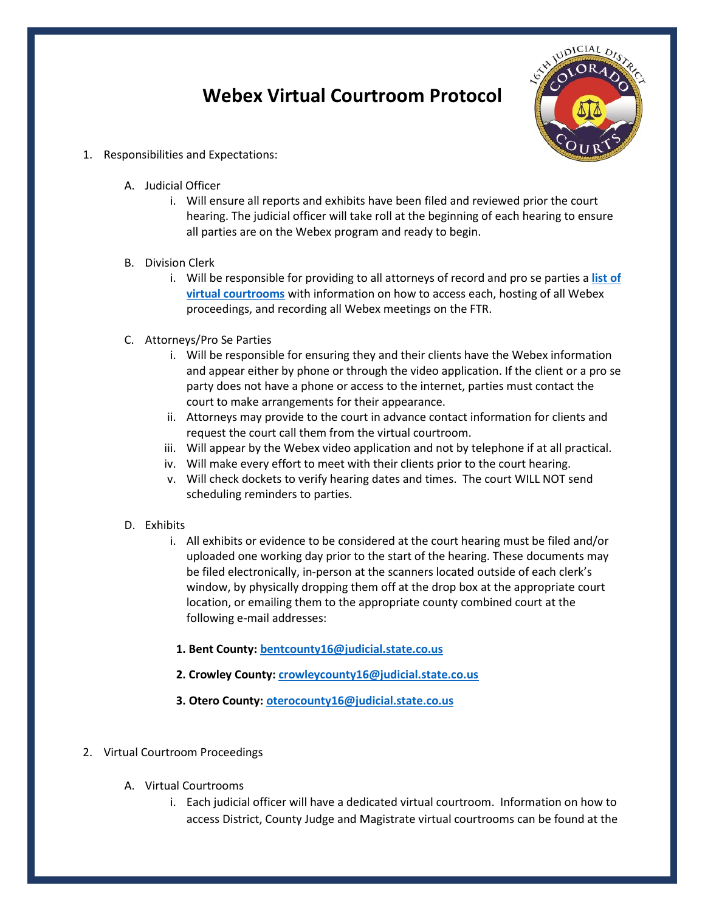# Webex Virtual Courtroom Protocol

1. Responsibilities and Expectations:

   A. Judicial Officer

      i. Will ensure all reports and exhibits have been filed and reviewed prior the court hearing. The judicial officer will take roll at the beginning of each hearing to ensure all parties are on the Webex program and ready to begin.

   B. Division Clerk

      i. Will be responsible for providing to all attorneys of record and pro se parties a **list of virtual courtrooms** with information on how to access each, hosting of all Webex proceedings, and recording all Webex meetings on the FTR.

   C. Attorneys/Pro Se Parties

      i. Will be responsible for ensuring they and their clients have the Webex information and appear either by phone or through the video application. If the client or a pro se party does not have a phone or access to the internet, parties must contact the court to make arrangements for their appearance.

      ii. Attorneys may provide to the court in advance contact information for clients and request the court call them from the virtual courtroom.

      iii. Will appear by the Webex video application and not by telephone if at all practical.

      iv. Will make every effort to meet with their clients prior to the court hearing.

      v. Will check dockets to verify hearing dates and times. The court WILL NOT send scheduling reminders to parties.

   D. Exhibits

      i. All exhibits or evidence to be considered at the court hearing must be filed and/or uploaded one working day prior to the start of the hearing. These documents may be filed electronically, in-person at the scanners located outside of each clerk's window, by physically dropping them off at the drop box at the appropriate court location, or emailing them to the appropriate county combined court at the following e-mail addresses:

         1. **Bent County: bentcounty16@judicial.state.co.us**

         2. **Crowley County: crowleycounty16@judicial.state.co.us**

         3. **Otero County: oterocounty16@judicial.state.co.us**

2. Virtual Courtroom Proceedings

   A. Virtual Courtrooms

      i. Each judicial officer will have a dedicated virtual courtroom. Information on how to access District, County Judge and Magistrate virtual courtrooms can be found at the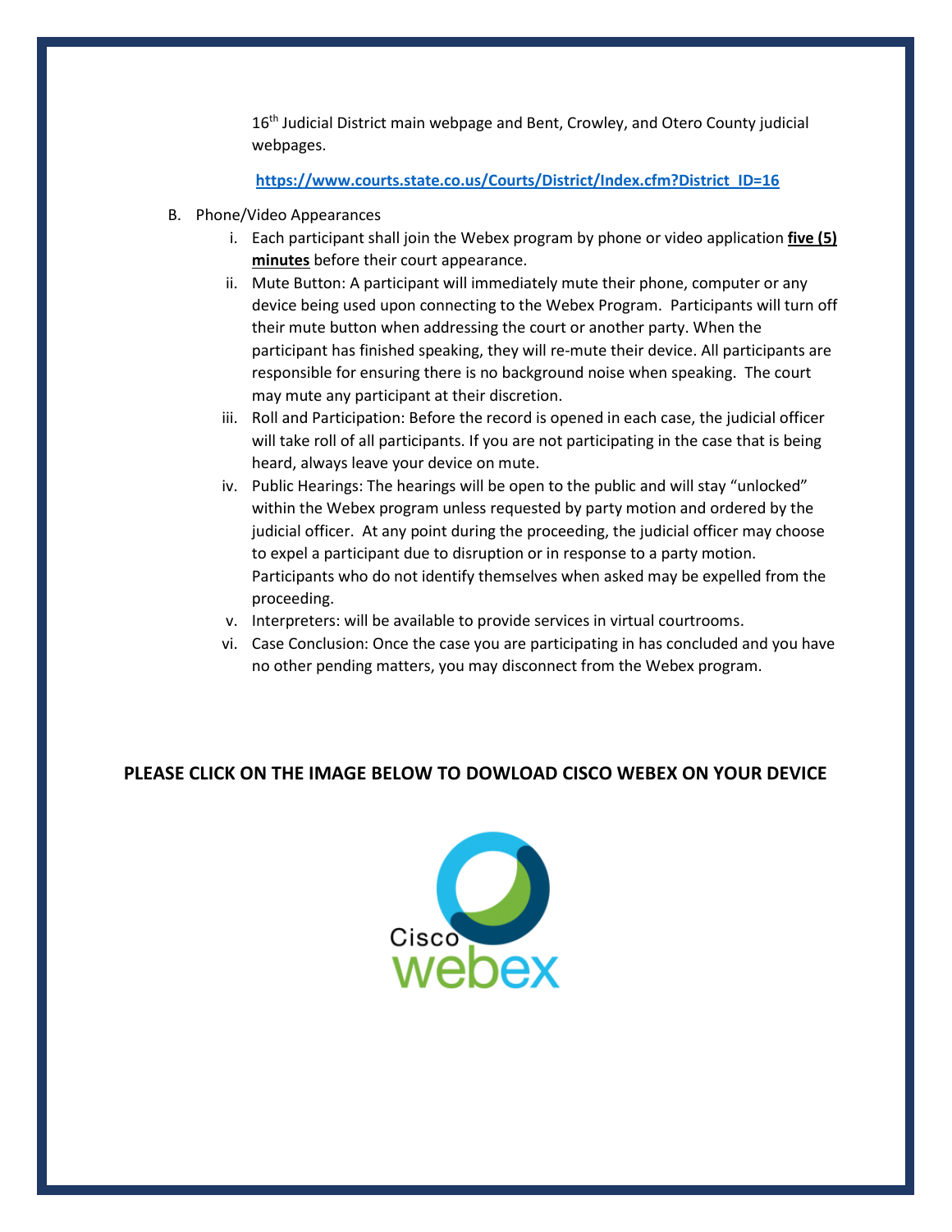16th Judicial District main webpage and Bent, Crowley, and Otero County judicial webpages.

**https://www.courts.state.co.us/Courts/District/Index.cfm?District_ID=16**

B. Phone/Video Appearances

i. Each participant shall join the Webex program by phone or video application **five (5) minutes** before their court appearance.

ii. Mute Button: A participant will immediately mute their phone, computer or any device being used upon connecting to the Webex Program. Participants will turn off their mute button when addressing the court or another party. When the participant has finished speaking, they will re-mute their device. All participants are responsible for ensuring there is no background noise when speaking. The court may mute any participant at their discretion.

iii. Roll and Participation: Before the record is opened in each case, the judicial officer will take roll of all participants. If you are not participating in the case that is being heard, always leave your device on mute.

iv. Public Hearings: The hearings will be open to the public and will stay "unlocked" within the Webex program unless requested by party motion and ordered by the judicial officer. At any point during the proceeding, the judicial officer may choose to expel a participant due to disruption or in response to a party motion. Participants who do not identify themselves when asked may be expelled from the proceeding.

v. Interpreters: will be available to provide services in virtual courtrooms.

vi. Case Conclusion: Once the case you are participating in has concluded and you have no other pending matters, you may disconnect from the Webex program.

**PLEASE CLICK ON THE IMAGE BELOW TO DOWLOAD CISCO WEBEX ON YOUR DEVICE**